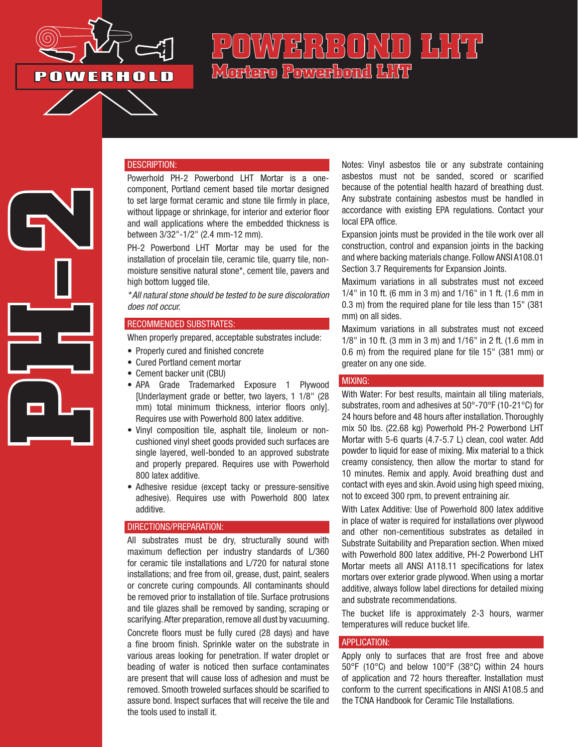POWERHOLD

# POWERBOND LHT

## Mortero Powerbond LHT

PH-2

### DESCRIPTION:

Powerhold PH-2 Powerbond LHT Mortar is a one-component, Portland cement based tile mortar designed to set large format ceramic and stone tile firmly in place, without lippage or shrinkage, for interior and exterior floor and wall applications where the embedded thickness is between 3/32"-1/2" (2.4 mm-12 mm).

PH-2 Powerbond LHT Mortar may be used for the installation of procelain tile, ceramic tile, quarry tile, non-moisture sensitive natural stone*, cement tile, pavers and high bottom lugged tile.

*\*All natural stone should be tested to be sure discoloration does not occur.*

### RECOMMENDED SUBSTRATES:

When properly prepared, acceptable substrates include:

- Properly cured and finished concrete
- Cured Portland cement mortar
- Cement backer unit (CBU)
- APA Grade Trademarked Exposure 1 Plywood [Underlayment grade or better, two layers, 1 1/8" (28 mm) total minimum thickness, interior floors only]. Requires use with Powerhold 800 latex additive.
- Vinyl composition tile, asphalt tile, linoleum or non-cushioned vinyl sheet goods provided such surfaces are single layered, well-bonded to an approved substrate and properly prepared. Requires use with Powerhold 800 latex additive.
- Adhesive residue (except tacky or pressure-sensitive adhesive). Requires use with Powerhold 800 latex additive.

### DIRECTIONS/PREPARATION:

All substrates must be dry, structurally sound with maximum deflection per industry standards of L/360 for ceramic tile installations and L/720 for natural stone installations; and free from oil, grease, dust, paint, sealers or concrete curing compounds. All contaminants should be removed prior to installation of tile. Surface protrusions and tile glazes shall be removed by sanding, scraping or scarifying. After preparation, remove all dust by vacuuming.

Concrete floors must be fully cured (28 days) and have a fine broom finish. Sprinkle water on the substrate in various areas looking for penetration. If water droplet or beading of water is noticed then surface contaminates are present that will cause loss of adhesion and must be removed. Smooth troweled surfaces should be scarified to assure bond. Inspect surfaces that will receive the tile and the tools used to install it.

Notes: Vinyl asbestos tile or any substrate containing asbestos must not be sanded, scored or scarified because of the potential health hazard of breathing dust. Any substrate containing asbestos must be handled in accordance with existing EPA regulations. Contact your local EPA office.

Expansion joints must be provided in the tile work over all construction, control and expansion joints in the backing and where backing materials change. Follow ANSI A108.01 Section 3.7 Requirements for Expansion Joints.

Maximum variations in all substrates must not exceed 1/4" in 10 ft. (6 mm in 3 m) and 1/16" in 1 ft. (1.6 mm in 0.3 m) from the required plane for tile less than 15" (381 mm) on all sides.

Maximum variations in all substrates must not exceed 1/8" in 10 ft. (3 mm in 3 m) and 1/16" in 2 ft. (1.6 mm in 0.6 m) from the required plane for tile 15" (381 mm) or greater on any one side.

### MIXING:

With Water: For best results, maintain all tiling materials, substrates, room and adhesives at 50°-70°F (10-21°C) for 24 hours before and 48 hours after installation. Thoroughly mix 50 lbs. (22.68 kg) Powerhold PH-2 Powerbond LHT Mortar with 5-6 quarts (4.7-5.7 L) clean, cool water. Add powder to liquid for ease of mixing. Mix material to a thick creamy consistency, then allow the mortar to stand for 10 minutes. Remix and apply. Avoid breathing dust and contact with eyes and skin. Avoid using high speed mixing, not to exceed 300 rpm, to prevent entraining air.

With Latex Additive: Use of Powerhold 800 latex additive in place of water is required for installations over plywood and other non-cementitious substrates as detailed in Substrate Suitability and Preparation section. When mixed with Powerhold 800 latex additive, PH-2 Powerbond LHT Mortar meets all ANSI A118.11 specifications for latex mortars over exterior grade plywood. When using a mortar additive, always follow label directions for detailed mixing and substrate recommendations.

The bucket life is approximately 2-3 hours, warmer temperatures will reduce bucket life.

### APPLICATION:

Apply only to surfaces that are frost free and above 50°F (10°C) and below 100°F (38°C) within 24 hours of application and 72 hours thereafter. Installation must conform to the current specifications in ANSI A108.5 and the TCNA Handbook for Ceramic Tile Installations.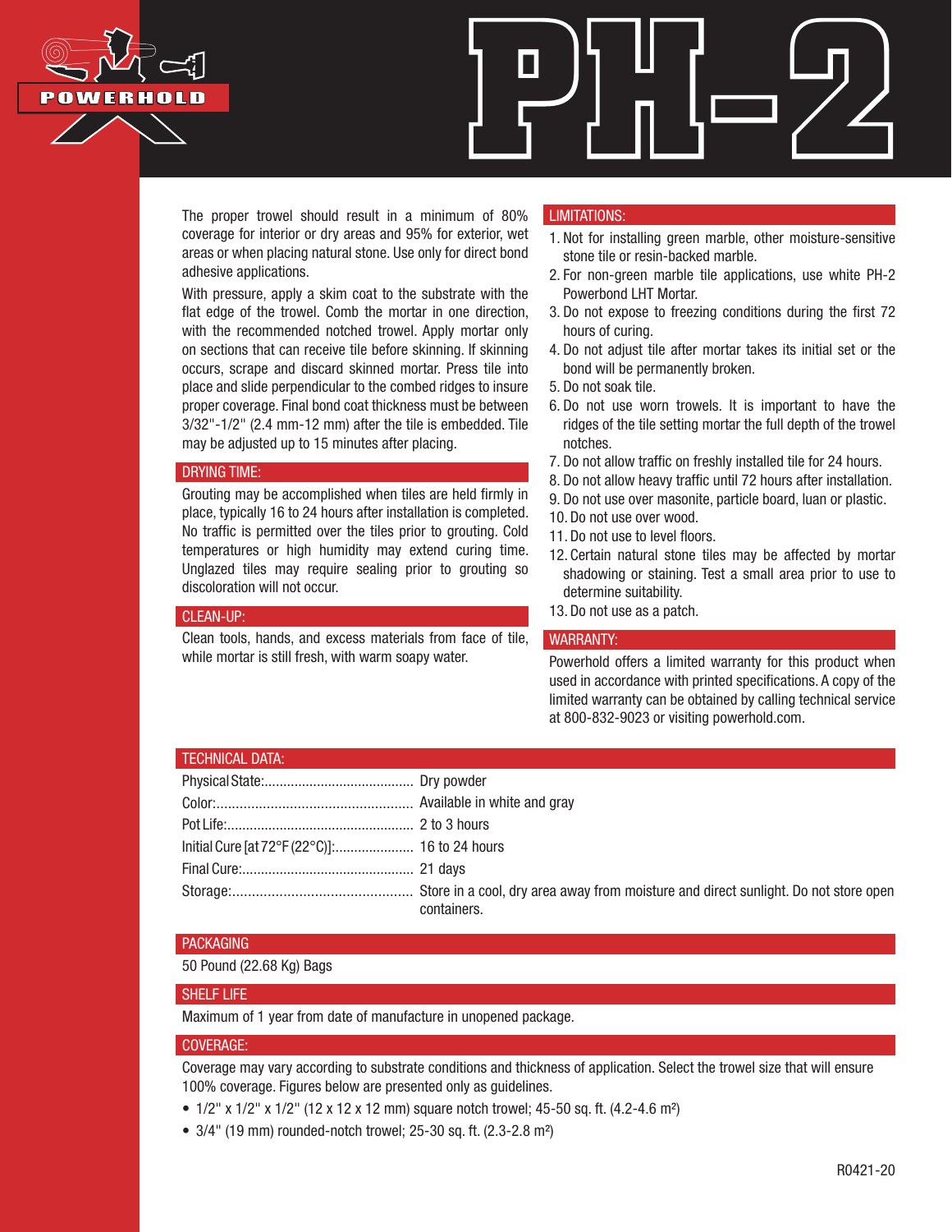# PH-2

The proper trowel should result in a minimum of 80% coverage for interior or dry areas and 95% for exterior, wet areas or when placing natural stone. Use only for direct bond adhesive applications.

With pressure, apply a skim coat to the substrate with the flat edge of the trowel. Comb the mortar in one direction, with the recommended notched trowel. Apply mortar only on sections that can receive tile before skinning. If skinning occurs, scrape and discard skinned mortar. Press tile into place and slide perpendicular to the combed ridges to insure proper coverage. Final bond coat thickness must be between 3/32"-1/2" (2.4 mm-12 mm) after the tile is embedded. Tile may be adjusted up to 15 minutes after placing.

## DRYING TIME:

Grouting may be accomplished when tiles are held firmly in place, typically 16 to 24 hours after installation is completed. No traffic is permitted over the tiles prior to grouting. Cold temperatures or high humidity may extend curing time. Unglazed tiles may require sealing prior to grouting so discoloration will not occur.

## CLEAN-UP:

Clean tools, hands, and excess materials from face of tile, while mortar is still fresh, with warm soapy water.

## LIMITATIONS:

1. Not for installing green marble, other moisture-sensitive stone tile or resin-backed marble.
2. For non-green marble tile applications, use white PH-2 Powerbond LHT Mortar.
3. Do not expose to freezing conditions during the first 72 hours of curing.
4. Do not adjust tile after mortar takes its initial set or the bond will be permanently broken.
5. Do not soak tile.
6. Do not use worn trowels. It is important to have the ridges of the tile setting mortar the full depth of the trowel notches.
7. Do not allow traffic on freshly installed tile for 24 hours.
8. Do not allow heavy traffic until 72 hours after installation.
9. Do not use over masonite, particle board, luan or plastic.
10. Do not use over wood.
11. Do not use to level floors.
12. Certain natural stone tiles may be affected by mortar shadowing or staining. Test a small area prior to use to determine suitability.
13. Do not use as a patch.

## WARRANTY:

Powerhold offers a limited warranty for this product when used in accordance with printed specifications. A copy of the limited warranty can be obtained by calling technical service at 800-832-9023 or visiting powerhold.com.

## TECHNICAL DATA:

| | |
|---|---|
| Physical State: | Dry powder |
| Color: | Available in white and gray |
| Pot Life: | 2 to 3 hours |
| Initial Cure [at 72°F (22°C)]: | 16 to 24 hours |
| Final Cure: | 21 days |
| Storage: | Store in a cool, dry area away from moisture and direct sunlight. Do not store open containers. |

## PACKAGING

50 Pound (22.68 Kg) Bags

## SHELF LIFE

Maximum of 1 year from date of manufacture in unopened package.

## COVERAGE:

Coverage may vary according to substrate conditions and thickness of application. Select the trowel size that will ensure 100% coverage. Figures below are presented only as guidelines.

- 1/2" x 1/2" x 1/2" (12 x 12 x 12 mm) square notch trowel; 45-50 sq. ft. (4.2-4.6 m²)
- 3/4" (19 mm) rounded-notch trowel; 25-30 sq. ft. (2.3-2.8 m²)

R0421-20